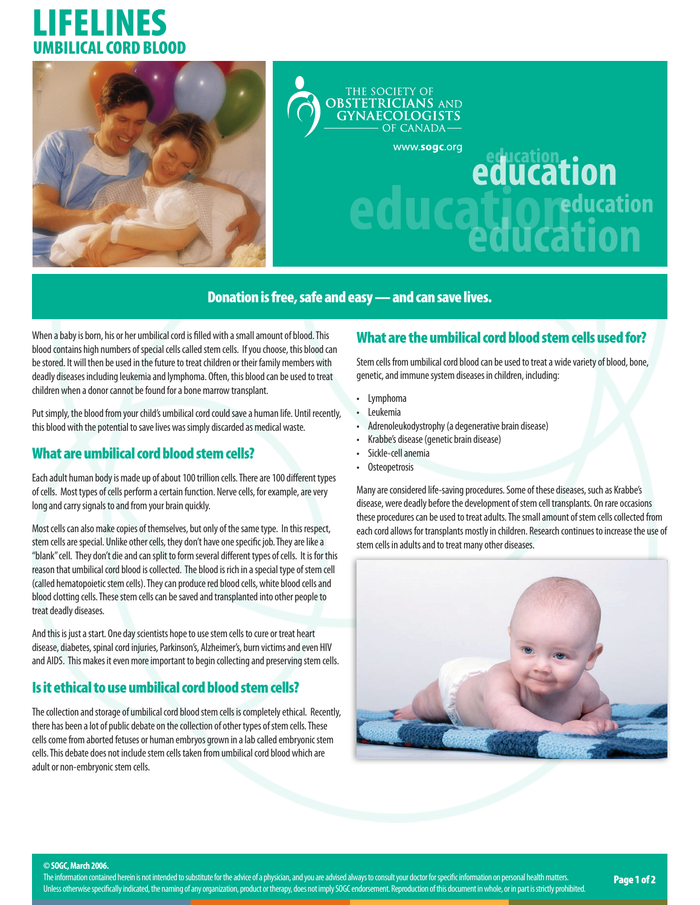# LIFELINES

## UMBILICAL CORD BLOOD

THE SOCIETY OF OBSTETRICIANS AND GYNAECOLOGISTS OF CANADA

www.sogc.org

education

**Donation is free, safe and easy — and can save lives.**

When a baby is born, his or her umbilical cord is filled with a small amount of blood. This blood contains high numbers of special cells called stem cells. If you choose, this blood can be stored. It will then be used in the future to treat children or their family members with deadly diseases including leukemia and lymphoma. Often, this blood can be used to treat children when a donor cannot be found for a bone marrow transplant.

Put simply, the blood from your child's umbilical cord could save a human life. Until recently, this blood with the potential to save lives was simply discarded as medical waste.

### What are umbilical cord blood stem cells?

Each adult human body is made up of about 100 trillion cells. There are 100 different types of cells. Most types of cells perform a certain function. Nerve cells, for example, are very long and carry signals to and from your brain quickly.

Most cells can also make copies of themselves, but only of the same type. In this respect, stem cells are special. Unlike other cells, they don't have one specific job. They are like a "blank" cell. They don't die and can split to form several different types of cells. It is for this reason that umbilical cord blood is collected. The blood is rich in a special type of stem cell (called hematopoietic stem cells). They can produce red blood cells, white blood cells and blood clotting cells. These stem cells can be saved and transplanted into other people to treat deadly diseases.

And this is just a start. One day scientists hope to use stem cells to cure or treat heart disease, diabetes, spinal cord injuries, Parkinson's, Alzheimer's, burn victims and even HIV and AIDS. This makes it even more important to begin collecting and preserving stem cells.

### Is it ethical to use umbilical cord blood stem cells?

The collection and storage of umbilical cord blood stem cells is completely ethical. Recently, there has been a lot of public debate on the collection of other types of stem cells. These cells come from aborted fetuses or human embryos grown in a lab called embryonic stem cells. This debate does not include stem cells taken from umbilical cord blood which are adult or non-embryonic stem cells.

### What are the umbilical cord blood stem cells used for?

Stem cells from umbilical cord blood can be used to treat a wide variety of blood, bone, genetic, and immune system diseases in children, including:

- Lymphoma
- Leukemia
- Adrenoleukodystrophy (a degenerative brain disease)
- Krabbe's disease (genetic brain disease)
- Sickle-cell anemia
- Osteopetrosis

Many are considered life-saving procedures. Some of these diseases, such as Krabbe's disease, were deadly before the development of stem cell transplants. On rare occasions these procedures can be used to treat adults. The small amount of stem cells collected from each cord allows for transplants mostly in children. Research continues to increase the use of stem cells in adults and to treat many other diseases.

**© SOGC, March 2006.**
The information contained herein is not intended to substitute for the advice of a physician, and you are advised always to consult your doctor for specific information on personal health matters. Unless otherwise specifically indicated, the naming of any organization, product or therapy, does not imply SOGC endorsement. Reproduction of this document in whole, or in part is strictly prohibited.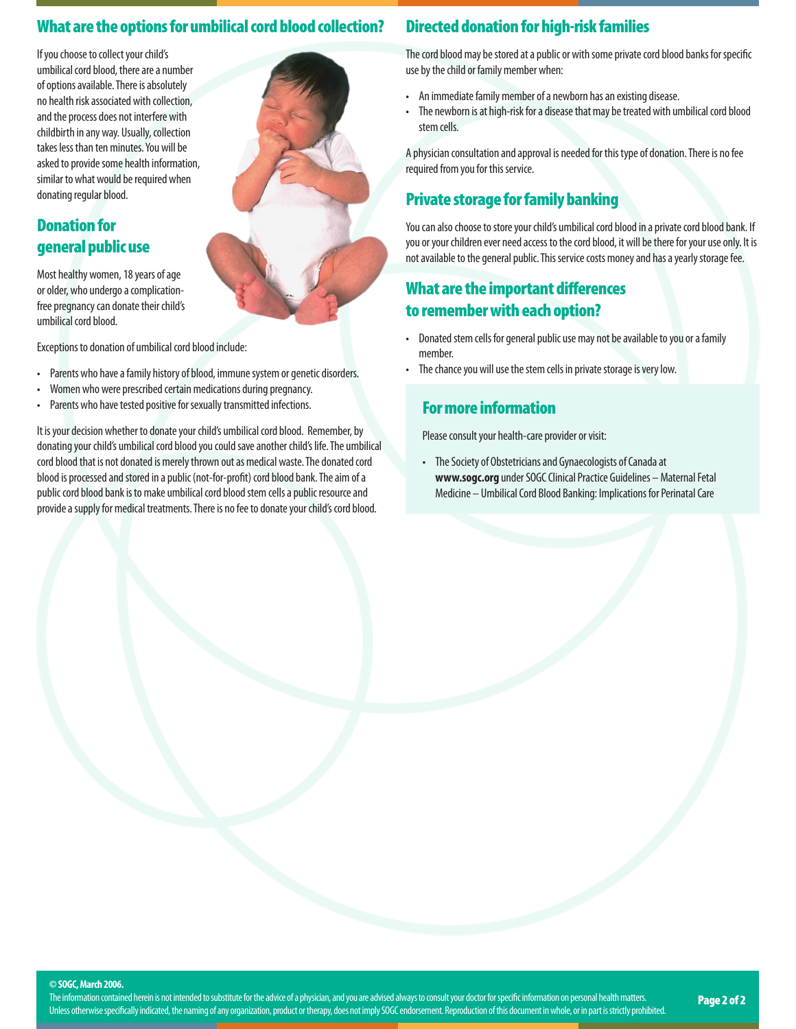## What are the options for umbilical cord blood collection?

If you choose to collect your child's umbilical cord blood, there are a number of options available. There is absolutely no health risk associated with collection, and the process does not interfere with childbirth in any way. Usually, collection takes less than ten minutes. You will be asked to provide some health information, similar to what would be required when donating regular blood.

## Donation for general public use

Most healthy women, 18 years of age or older, who undergo a complication-free pregnancy can donate their child's umbilical cord blood.

Exceptions to donation of umbilical cord blood include:

- Parents who have a family history of blood, immune system or genetic disorders.
- Women who were prescribed certain medications during pregnancy.
- Parents who have tested positive for sexually transmitted infections.

It is your decision whether to donate your child's umbilical cord blood. Remember, by donating your child's umbilical cord blood you could save another child's life. The umbilical cord blood that is not donated is merely thrown out as medical waste. The donated cord blood is processed and stored in a public (not-for-profit) cord blood bank. The aim of a public cord blood bank is to make umbilical cord blood stem cells a public resource and provide a supply for medical treatments. There is no fee to donate your child's cord blood.

## Directed donation for high-risk families

The cord blood may be stored at a public or with some private cord blood banks for specific use by the child or family member when:

- An immediate family member of a newborn has an existing disease.
- The newborn is at high-risk for a disease that may be treated with umbilical cord blood stem cells.

A physician consultation and approval is needed for this type of donation. There is no fee required from you for this service.

## Private storage for family banking

You can also choose to store your child's umbilical cord blood in a private cord blood bank. If you or your children ever need access to the cord blood, it will be there for your use only. It is not available to the general public. This service costs money and has a yearly storage fee.

## What are the important differences to remember with each option?

- Donated stem cells for general public use may not be available to you or a family member.
- The chance you will use the stem cells in private storage is very low.

## For more information

Please consult your health-care provider or visit:

- The Society of Obstetricians and Gynaecologists of Canada at **www.sogc.org** under SOGC Clinical Practice Guidelines – Maternal Fetal Medicine – Umbilical Cord Blood Banking: Implications for Perinatal Care

**© SOGC, March 2006.**
The information contained herein is not intended to substitute for the advice of a physician, and you are advised always to consult your doctor for specific information on personal health matters. Unless otherwise specifically indicated, the naming of any organization, product or therapy, does not imply SOGC endorsement. Reproduction of this document in whole, or in part is strictly prohibited.